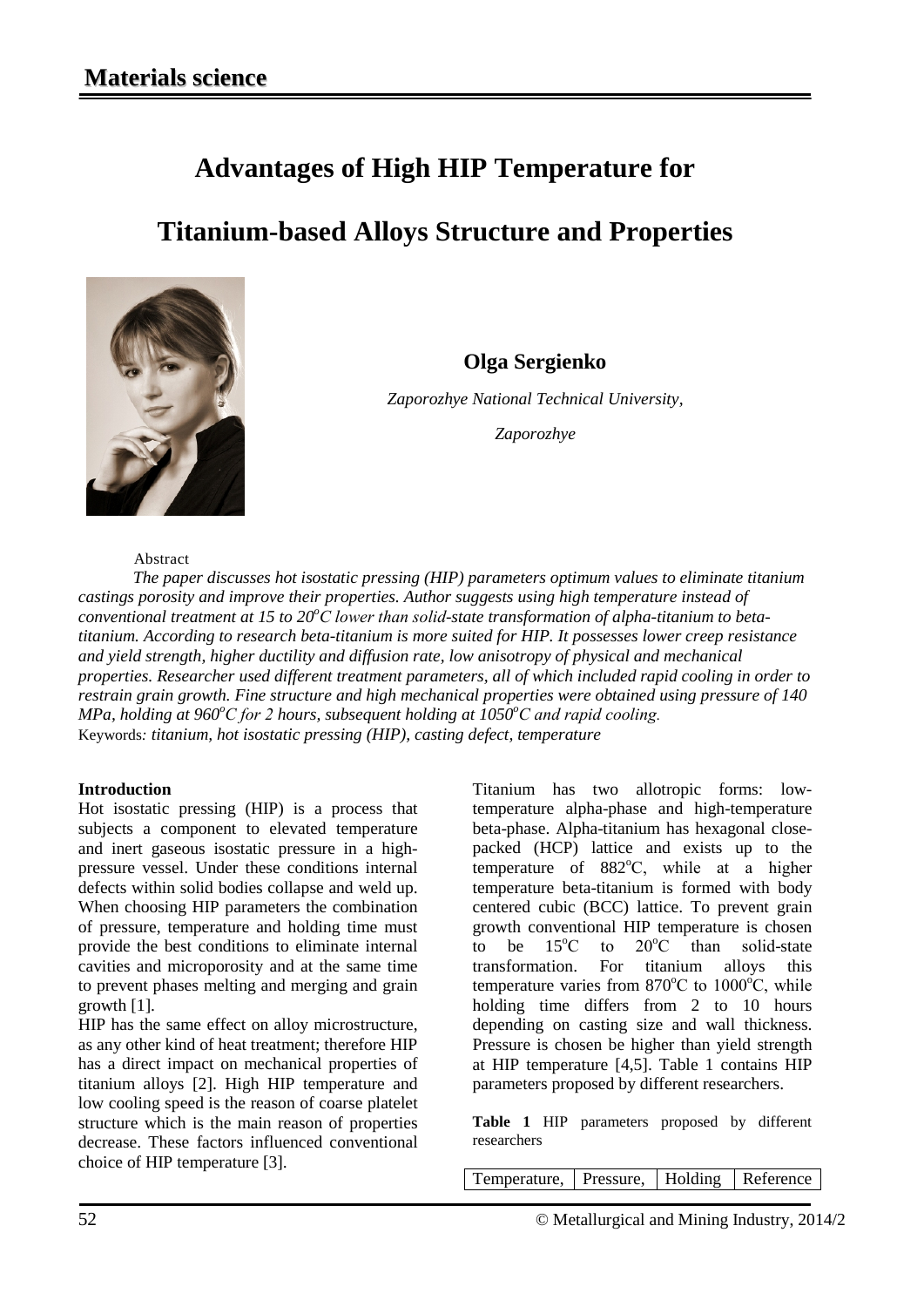# Advantages of High HIP Temperature for Titanium-based Alloys Structure and Properties

**Olga Sergienko**

*Zaporozhye National Technical University,*

*Zaporozhye*

Abstract

*The paper discusses hot isostatic pressing (HIP) parameters optimum values to eliminate titanium castings porosity and improve their properties. Author suggests using high temperature instead of conventional treatment at 15 to 20°C lower than solid-state transformation of alpha-titanium to beta-titanium. According to research beta-titanium is more suited for HIP. It possesses lower creep resistance and yield strength, higher ductility and diffusion rate, low anisotropy of physical and mechanical properties. Researcher used different treatment parameters, all of which included rapid cooling in order to restrain grain growth. Fine structure and high mechanical properties were obtained using pressure of 140 MPa, holding at 960°C for 2 hours, subsequent holding at 1050°C and rapid cooling.*

Keywords: *titanium, hot isostatic pressing (HIP), casting defect, temperature*

## Introduction

Hot isostatic pressing (HIP) is a process that subjects a component to elevated temperature and inert gaseous isostatic pressure in a high-pressure vessel. Under these conditions internal defects within solid bodies collapse and weld up. When choosing HIP parameters the combination of pressure, temperature and holding time must provide the best conditions to eliminate internal cavities and microporosity and at the same time to prevent phases melting and merging and grain growth [1].

HIP has the same effect on alloy microstructure, as any other kind of heat treatment; therefore HIP has a direct impact on mechanical properties of titanium alloys [2]. High HIP temperature and low cooling speed is the reason of coarse platelet structure which is the main reason of properties decrease. These factors influenced conventional choice of HIP temperature [3].

Titanium has two allotropic forms: low-temperature alpha-phase and high-temperature beta-phase. Alpha-titanium has hexagonal close-packed (HCP) lattice and exists up to the temperature of 882°C, while at a higher temperature beta-titanium is formed with body centered cubic (BCC) lattice. To prevent grain growth conventional HIP temperature is chosen to be 15°C to 20°C than solid-state transformation. For titanium alloys this temperature varies from 870°C to 1000°C, while holding time differs from 2 to 10 hours depending on casting size and wall thickness. Pressure is chosen be higher than yield strength at HIP temperature [4,5]. Table 1 contains HIP parameters proposed by different researchers.

**Table 1** HIP parameters proposed by different researchers

| Temperature, | Pressure, | Holding | Reference |
|---|---|---|---|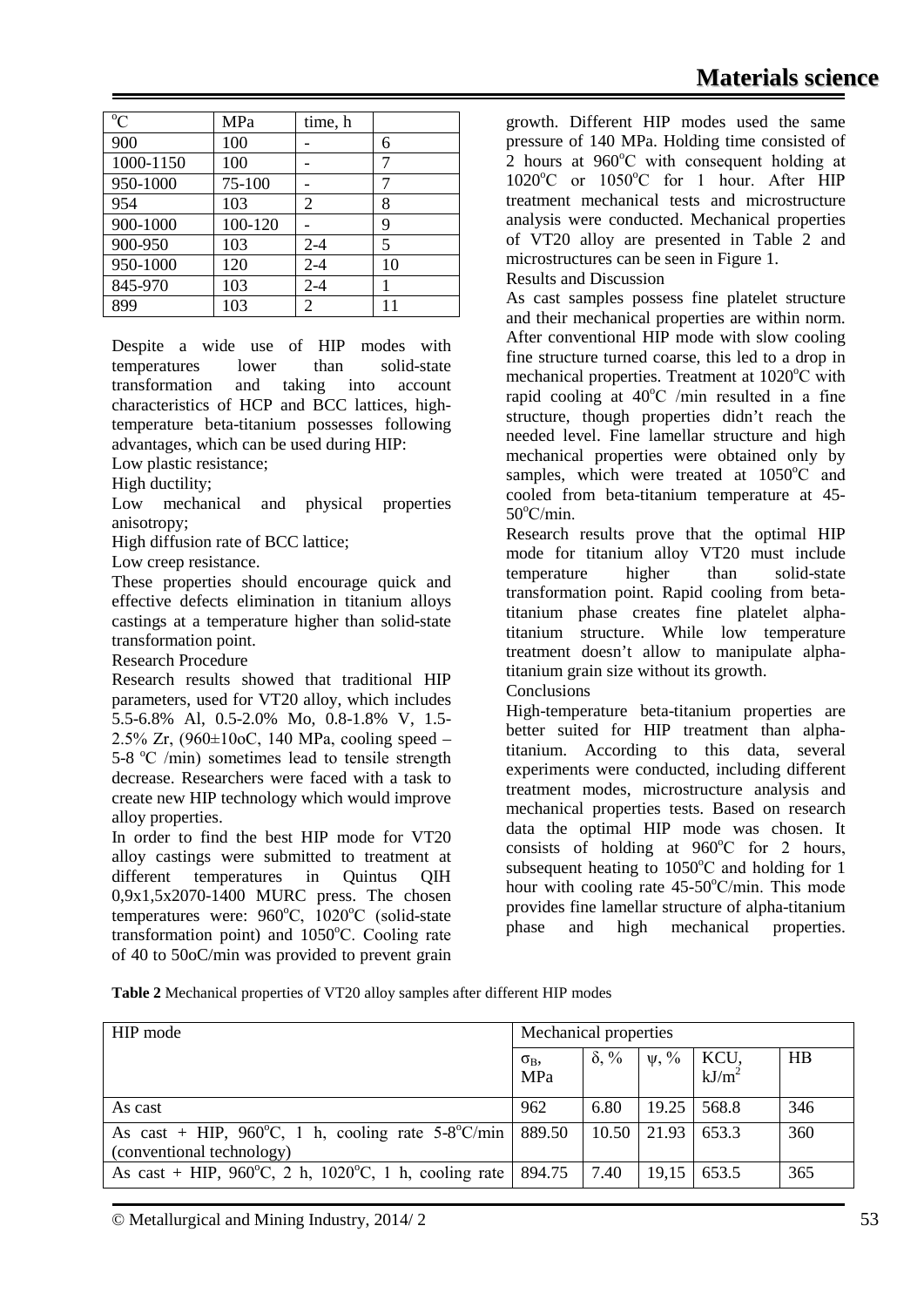| °C | MPa | time, h | |
|---|---|---|---|
| 900 | 100 | - | 6 |
| 1000-1150 | 100 | - | 7 |
| 950-1000 | 75-100 | - | 7 |
| 954 | 103 | 2 | 8 |
| 900-1000 | 100-120 | - | 9 |
| 900-950 | 103 | 2-4 | 5 |
| 950-1000 | 120 | 2-4 | 10 |
| 845-970 | 103 | 2-4 | 1 |
| 899 | 103 | 2 | 11 |

Despite a wide use of HIP modes with temperatures lower than solid-state transformation and taking into account characteristics of HCP and BCC lattices, high-temperature beta-titanium possesses following advantages, which can be used during HIP:

Low plastic resistance;

High ductility;

Low mechanical and physical properties anisotropy;

High diffusion rate of BCC lattice;

Low creep resistance.

These properties should encourage quick and effective defects elimination in titanium alloys castings at a temperature higher than solid-state transformation point.

Research Procedure

Research results showed that traditional HIP parameters, used for VT20 alloy, which includes 5.5-6.8% Al, 0.5-2.0% Mo, 0.8-1.8% V, 1.5-2.5% Zr, (960±10oC, 140 MPa, cooling speed – 5-8 °C /min) sometimes lead to tensile strength decrease. Researchers were faced with a task to create new HIP technology which would improve alloy properties.

In order to find the best HIP mode for VT20 alloy castings were submitted to treatment at different temperatures in Quintus QIH 0,9x1,5x2070-1400 MURC press. The chosen temperatures were: 960°C, 1020°C (solid-state transformation point) and 1050°C. Cooling rate of 40 to 50oC/min was provided to prevent grain growth. Different HIP modes used the same pressure of 140 MPa. Holding time consisted of 2 hours at 960°C with consequent holding at 1020°C or 1050°C for 1 hour. After HIP treatment mechanical tests and microstructure analysis were conducted. Mechanical properties of VT20 alloy are presented in Table 2 and microstructures can be seen in Figure 1.

Results and Discussion

As cast samples possess fine platelet structure and their mechanical properties are within norm. After conventional HIP mode with slow cooling fine structure turned coarse, this led to a drop in mechanical properties. Treatment at 1020°C with rapid cooling at 40°C /min resulted in a fine structure, though properties didn't reach the needed level. Fine lamellar structure and high mechanical properties were obtained only by samples, which were treated at 1050°C and cooled from beta-titanium temperature at 45-50°C/min.

Research results prove that the optimal HIP mode for titanium alloy VT20 must include temperature higher than solid-state transformation point. Rapid cooling from beta-titanium phase creates fine platelet alpha-titanium structure. While low temperature treatment doesn't allow to manipulate alpha-titanium grain size without its growth.

Conclusions

High-temperature beta-titanium properties are better suited for HIP treatment than alpha-titanium. According to this data, several experiments were conducted, including different treatment modes, microstructure analysis and mechanical properties tests. Based on research data the optimal HIP mode was chosen. It consists of holding at 960°C for 2 hours, subsequent heating to 1050°C and holding for 1 hour with cooling rate 45-50°C/min. This mode provides fine lamellar structure of alpha-titanium phase and high mechanical properties.

**Table 2** Mechanical properties of VT20 alloy samples after different HIP modes

| HIP mode | Mechanical properties | | | | |
|---|---|---|---|---|---|
| | $\sigma_B$, MPa | δ, % | ψ, % | KCU, kJ/m$^2$ | HB |
| As cast | 962 | 6.80 | 19.25 | 568.8 | 346 |
| As cast + HIP, 960°C, 1 h, cooling rate 5-8°C/min (conventional technology) | 889.50 | 10.50 | 21.93 | 653.3 | 360 |
| As cast + HIP, 960°C, 2 h, 1020°C, 1 h, cooling rate | 894.75 | 7.40 | 19,15 | 653.5 | 365 |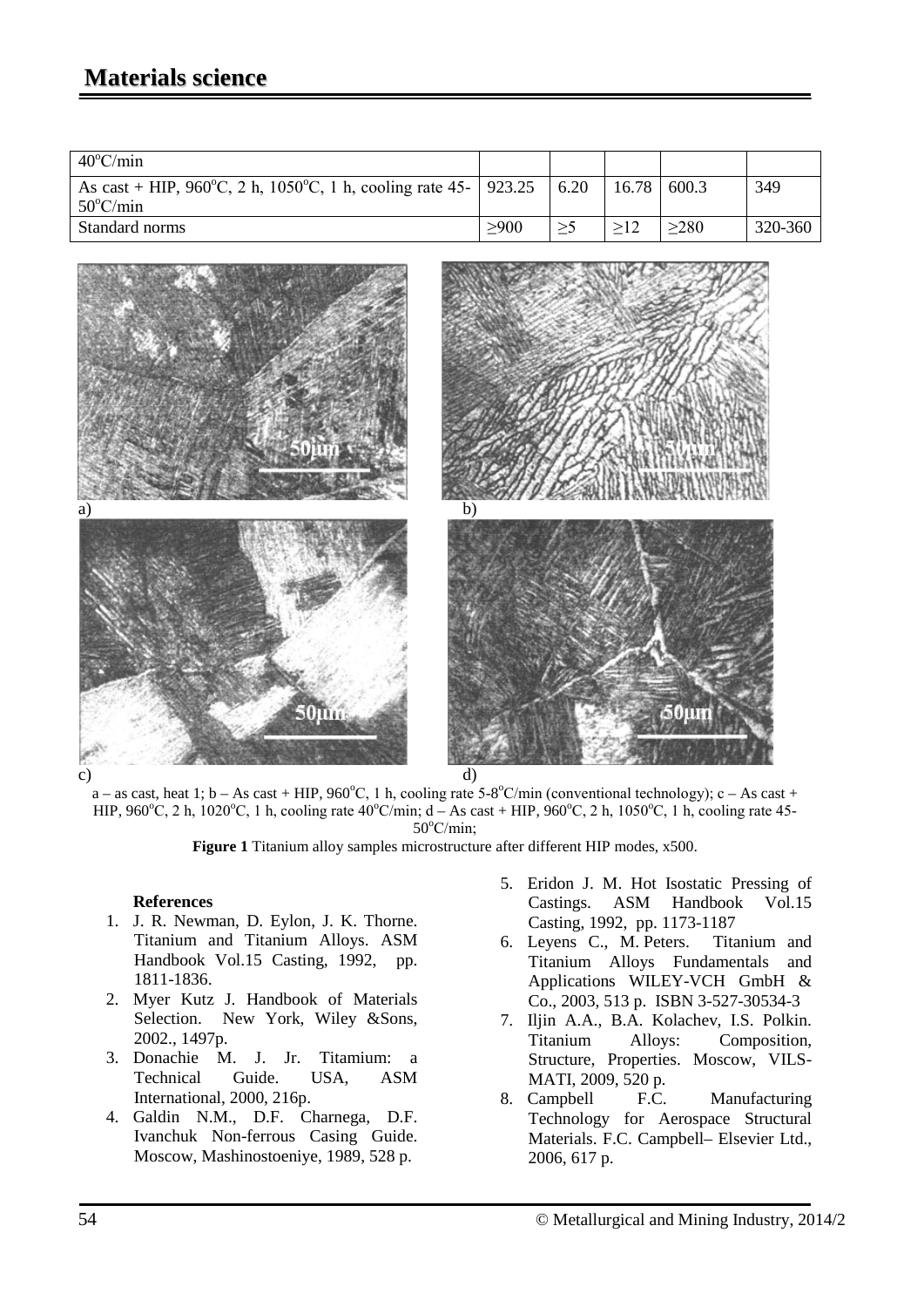| | | | | | |
|---|---|---|---|---|---|
| 40°C/min | | | | | |
| As cast + HIP, 960°C, 2 h, 1050°C, 1 h, cooling rate 45-50°C/min | 923.25 | 6.20 | 16.78 | 600.3 | 349 |
| Standard norms | ≥900 | ≥5 | ≥12 | ≥280 | 320-360 |

a – as cast, heat 1; b – As cast + HIP, 960°C, 1 h, cooling rate 5-8°C/min (conventional technology); c – As cast + HIP, 960°C, 2 h, 1020°C, 1 h, cooling rate 40°C/min; d – As cast + HIP, 960°C, 2 h, 1050°C, 1 h, cooling rate 45-50°C/min;

**Figure 1** Titanium alloy samples microstructure after different HIP modes, x500.

**References**

1. J. R. Newman, D. Eylon, J. K. Thorne. Titanium and Titanium Alloys. ASM Handbook Vol.15 Casting, 1992, pp. 1811-1836.
2. Myer Kutz J. Handbook of Materials Selection. New York, Wiley &Sons, 2002., 1497p.
3. Donachie M. J. Jr. Titamium: a Technical Guide. USA, ASM International, 2000, 216p.
4. Galdin N.M., D.F. Charnega, D.F. Ivanchuk Non-ferrous Casing Guide. Moscow, Mashinostoeniye, 1989, 528 p.
5. Eridon J. M. Hot Isostatic Pressing of Castings. ASM Handbook Vol.15 Casting, 1992, pp. 1173-1187
6. Leyens C., M. Peters. Titanium and Titanium Alloys Fundamentals and Applications WILEY-VCH GmbH & Co., 2003, 513 p. ISBN 3-527-30534-3
7. Iljin A.A., B.A. Kolachev, I.S. Polkin. Titanium Alloys: Composition, Structure, Properties. Moscow, VILS-MATI, 2009, 520 p.
8. Campbell F.C. Manufacturing Technology for Aerospace Structural Materials. F.C. Campbell– Elsevier Ltd., 2006, 617 p.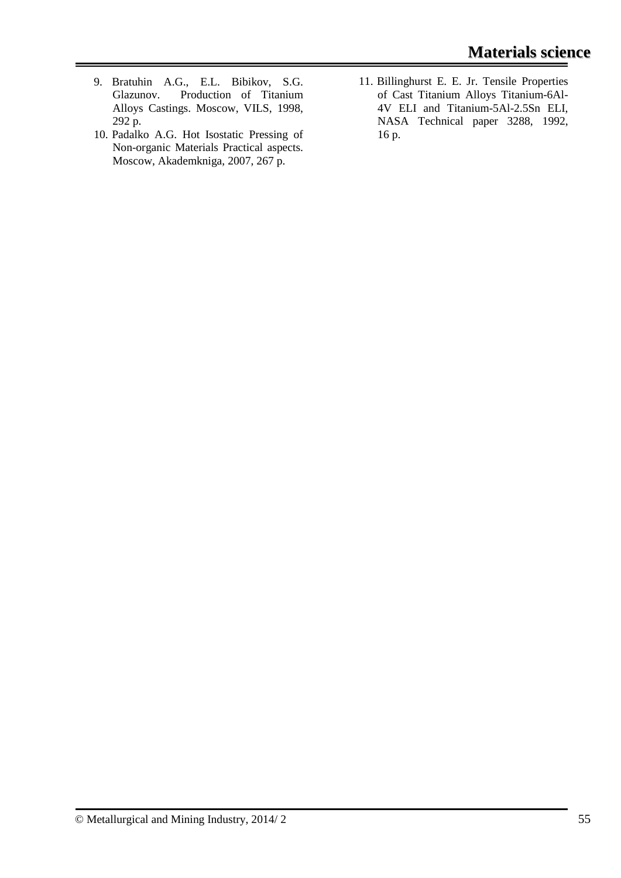9. Bratuhin A.G., E.L. Bibikov, S.G. Glazunov. Production of Titanium Alloys Castings. Moscow, VILS, 1998, 292 p.
10. Padalko A.G. Hot Isostatic Pressing of Non-organic Materials Practical aspects. Moscow, Akademkniga, 2007, 267 p.
11. Billinghurst E. E. Jr. Tensile Properties of Cast Titanium Alloys Titanium-6Al-4V ELI and Titanium-5Al-2.5Sn ELI, NASA Technical paper 3288, 1992, 16 p.